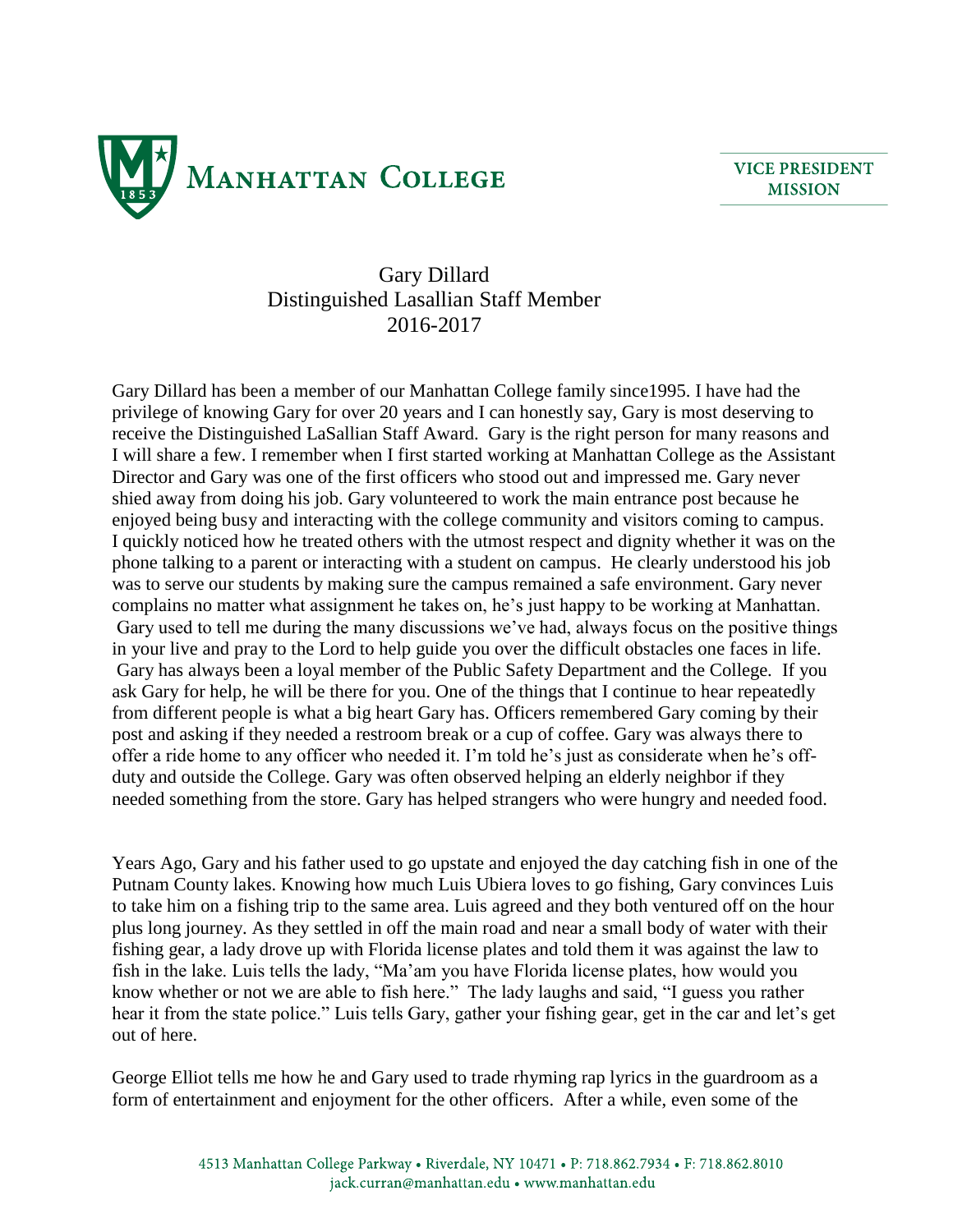MANHATTAN COLLEGE

VICE PRESIDENT
MISSION

# Gary Dillard
## Distinguished Lasallian Staff Member
## 2016-2017

Gary Dillard has been a member of our Manhattan College family since1995. I have had the privilege of knowing Gary for over 20 years and I can honestly say, Gary is most deserving to receive the Distinguished LaSallian Staff Award. Gary is the right person for many reasons and I will share a few. I remember when I first started working at Manhattan College as the Assistant Director and Gary was one of the first officers who stood out and impressed me. Gary never shied away from doing his job. Gary volunteered to work the main entrance post because he enjoyed being busy and interacting with the college community and visitors coming to campus. I quickly noticed how he treated others with the utmost respect and dignity whether it was on the phone talking to a parent or interacting with a student on campus. He clearly understood his job was to serve our students by making sure the campus remained a safe environment. Gary never complains no matter what assignment he takes on, he's just happy to be working at Manhattan. Gary used to tell me during the many discussions we've had, always focus on the positive things in your live and pray to the Lord to help guide you over the difficult obstacles one faces in life. Gary has always been a loyal member of the Public Safety Department and the College. If you ask Gary for help, he will be there for you. One of the things that I continue to hear repeatedly from different people is what a big heart Gary has. Officers remembered Gary coming by their post and asking if they needed a restroom break or a cup of coffee. Gary was always there to offer a ride home to any officer who needed it. I'm told he's just as considerate when he's off-duty and outside the College. Gary was often observed helping an elderly neighbor if they needed something from the store. Gary has helped strangers who were hungry and needed food.

Years Ago, Gary and his father used to go upstate and enjoyed the day catching fish in one of the Putnam County lakes. Knowing how much Luis Ubiera loves to go fishing, Gary convinces Luis to take him on a fishing trip to the same area. Luis agreed and they both ventured off on the hour plus long journey. As they settled in off the main road and near a small body of water with their fishing gear, a lady drove up with Florida license plates and told them it was against the law to fish in the lake. Luis tells the lady, "Ma'am you have Florida license plates, how would you know whether or not we are able to fish here." The lady laughs and said, "I guess you rather hear it from the state police." Luis tells Gary, gather your fishing gear, get in the car and let's get out of here.

George Elliot tells me how he and Gary used to trade rhyming rap lyrics in the guardroom as a form of entertainment and enjoyment for the other officers. After a while, even some of the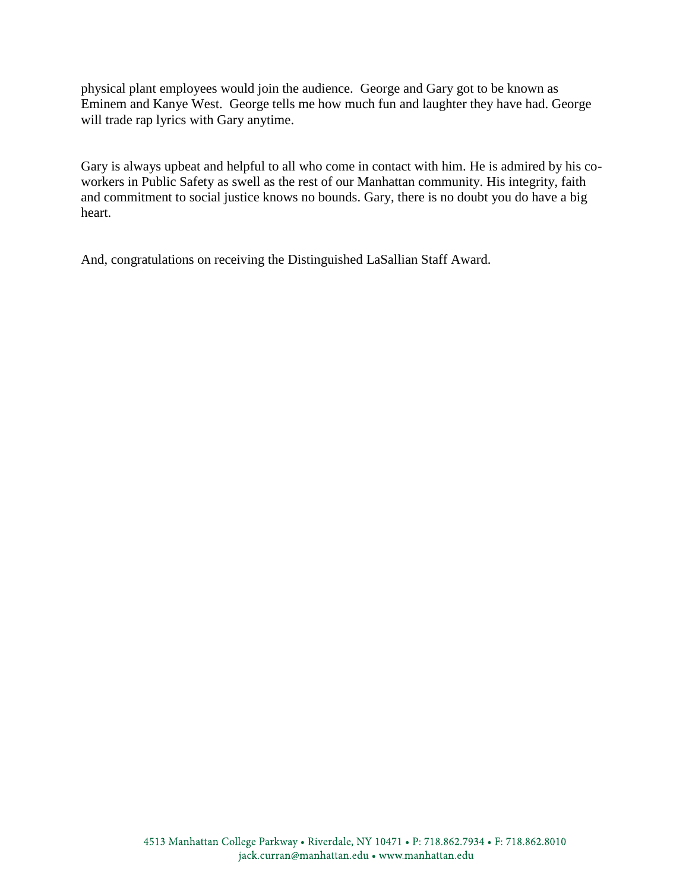physical plant employees would join the audience. George and Gary got to be known as Eminem and Kanye West. George tells me how much fun and laughter they have had. George will trade rap lyrics with Gary anytime.

Gary is always upbeat and helpful to all who come in contact with him. He is admired by his co-workers in Public Safety as swell as the rest of our Manhattan community. His integrity, faith and commitment to social justice knows no bounds. Gary, there is no doubt you do have a big heart.

And, congratulations on receiving the Distinguished LaSallian Staff Award.

4513 Manhattan College Parkway • Riverdale, NY 10471 • P: 718.862.7934 • F: 718.862.8010
jack.curran@manhattan.edu • www.manhattan.edu